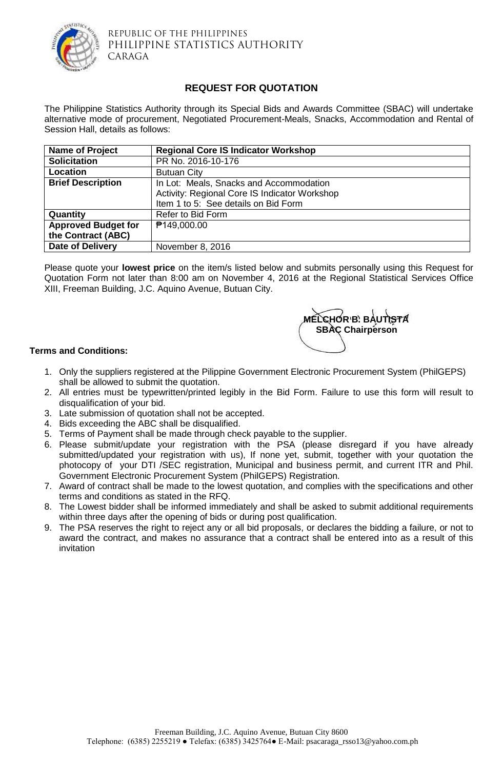REPUBLIC OF THE PHILIPPINES
PHILIPPINE STATISTICS AUTHORITY
CARAGA

## REQUEST FOR QUOTATION

The Philippine Statistics Authority through its Special Bids and Awards Committee (SBAC) will undertake alternative mode of procurement, Negotiated Procurement-Meals, Snacks, Accommodation and Rental of Session Hall, details as follows:

| **Name of Project** | **Regional Core IS Indicator Workshop** |
|---|---|
| **Solicitation** | PR No. 2016-10-176 |
| **Location** | Butuan City |
| **Brief Description** | In Lot: Meals, Snacks and Accommodation<br>Activity: Regional Core IS Indicator Workshop<br>Item 1 to 5: See details on Bid Form |
| **Quantity** | Refer to Bid Form |
| **Approved Budget for the Contract (ABC)** | ₱149,000.00 |
| **Date of Delivery** | November 8, 2016 |

Please quote your **lowest price** on the item/s listed below and submits personally using this Request for Quotation Form not later than 8:00 am on November 4, 2016 at the Regional Statistical Services Office XIII, Freeman Building, J.C. Aquino Avenue, Butuan City.

**MELCHOR B. BAUTISTA**
**SBAC Chairperson**

**Terms and Conditions:**

1. Only the suppliers registered at the Pilippine Government Electronic Procurement System (PhilGEPS) shall be allowed to submit the quotation.
2. All entries must be typewritten/printed legibly in the Bid Form. Failure to use this form will result to disqualification of your bid.
3. Late submission of quotation shall not be accepted.
4. Bids exceeding the ABC shall be disqualified.
5. Terms of Payment shall be made through check payable to the supplier.
6. Please submit/update your registration with the PSA (please disregard if you have already submitted/updated your registration with us), If none yet, submit, together with your quotation the photocopy of your DTI /SEC registration, Municipal and business permit, and current ITR and Phil. Government Electronic Procurement System (PhilGEPS) Registration.
7. Award of contract shall be made to the lowest quotation, and complies with the specifications and other terms and conditions as stated in the RFQ.
8. The Lowest bidder shall be informed immediately and shall be asked to submit additional requirements within three days after the opening of bids or during post qualification.
9. The PSA reserves the right to reject any or all bid proposals, or declares the bidding a failure, or not to award the contract, and makes no assurance that a contract shall be entered into as a result of this invitation

Freeman Building, J.C. Aquino Avenue, Butuan City 8600
Telephone: (6385) 2255219 ● Telefax: (6385) 3425764● E-Mail: psacaraga_rsso13@yahoo.com.ph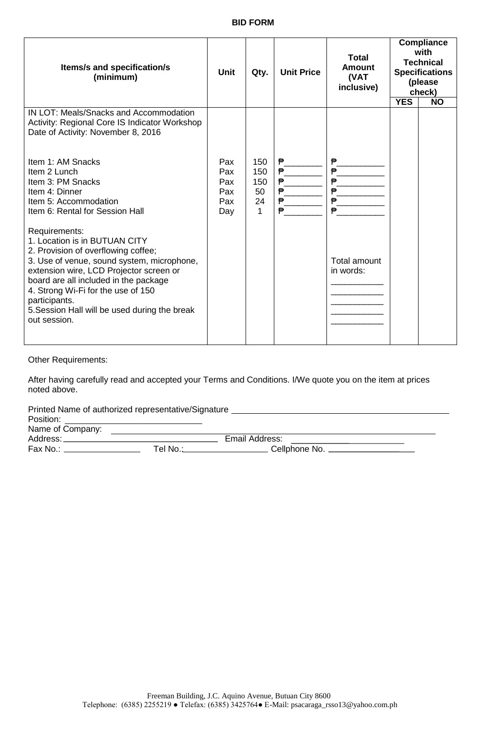**BID FORM**

| Items/s and specification/s (minimum) | Unit | Qty. | Unit Price | Total Amount (VAT inclusive) | Compliance with Technical Specifications (please check) | |
|---|---|---|---|---|---|---|
| | | | | | YES | NO |
| IN LOT: Meals/Snacks and Accommodation<br>Activity: Regional Core IS Indicator Workshop<br>Date of Activity: November 8, 2016 | | | | | | |
| Item 1: AM Snacks | Pax | 150 | ₱________ | ₱__________ | | |
| Item 2 Lunch | Pax | 150 | ₱________ | ₱__________ | | |
| Item 3: PM Snacks | Pax | 150 | ₱________ | ₱__________ | | |
| Item 4: Dinner | Pax | 50 | ₱________ | ₱__________ | | |
| Item 5: Accommodation | Pax | 24 | ₱________ | ₱__________ | | |
| Item 6: Rental for Session Hall | Day | 1 | ₱________ | ₱__________ | | |
| Requirements:<br>1. Location is in BUTUAN CITY<br>2. Provision of overflowing coffee;<br>3. Use of venue, sound system, microphone, extension wire, LCD Projector screen or board are all included in the package<br>4. Strong Wi-Fi for the use of 150 participants.<br>5.Session Hall will be used during the break out session. | | | | Total amount in words:<br>___________<br>___________<br>___________<br>___________<br>___________ | | |

Other Requirements:

After having carefully read and accepted your Terms and Conditions. I/We quote you on the item at prices noted above.

Printed Name of authorized representative/Signature ______________________________

Position: ______________________________

Name of Company: ______________________________

Address: ______________________________ Email Address: ______________________________

Fax No.: ________________ Tel No.: __________________ Cellphone No. ________________

Freeman Building, J.C. Aquino Avenue, Butuan City 8600
Telephone: (6385) 2255219 ● Telefax: (6385) 3425764● E-Mail: psacaraga_rsso13@yahoo.com.ph